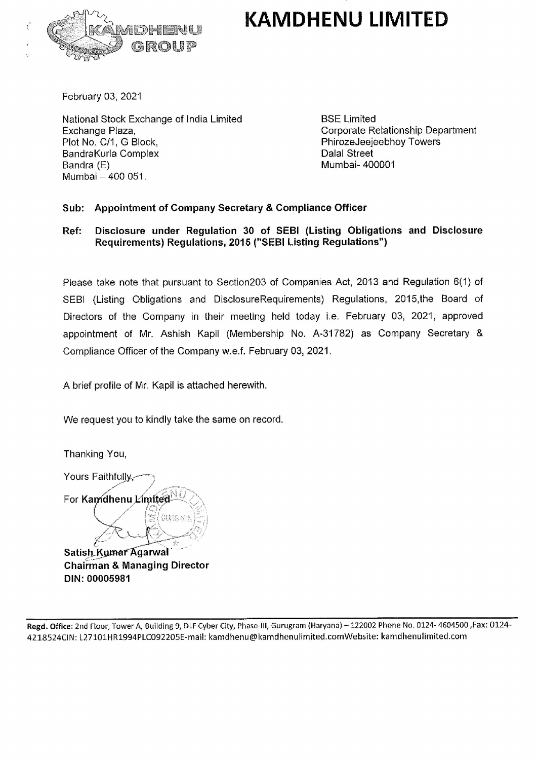# KAMDHENU LIMITED

February 03, 2021

National Stock Exchange of India Limited
Exchange Plaza,
Plot No. C/1, G Block,
BandraKurla Complex
Bandra (E)
Mumbai – 400 051.

BSE Limited
Corporate Relationship Department
PhirozeJeejeebhoy Towers
Dalal Street
Mumbai- 400001

**Sub: Appointment of Company Secretary & Compliance Officer**

**Ref: Disclosure under Regulation 30 of SEBI (Listing Obligations and Disclosure Requirements) Regulations, 2015 ("SEBI Listing Regulations")**

Please take note that pursuant to Section203 of Companies Act, 2013 and Regulation 6(1) of SEBI (Listing Obligations and DisclosureRequirements) Regulations, 2015,the Board of Directors of the Company in their meeting held today i.e. February 03, 2021, approved appointment of Mr. Ashish Kapil (Membership No. A-31782) as Company Secretary & Compliance Officer of the Company w.e.f. February 03, 2021.

A brief profile of Mr. Kapil is attached herewith.

We request you to kindly take the same on record.

Thanking You,

Yours Faithfully,

For Kamdhenu Limited

**Satish Kumar Agarwal**
**Chairman & Managing Director**
**DIN: 00005981**

**Regd. Office:** 2nd Floor, Tower A, Building 9, DLF Cyber City, Phase-III, Gurugram (Haryana) – 122002 Phone No. 0124- 4604500 ,Fax: 0124-4218524CIN: L27101HR1994PLC092205E-mail: kamdhenu@kamdhenulimited.comWebsite: kamdhenulimited.com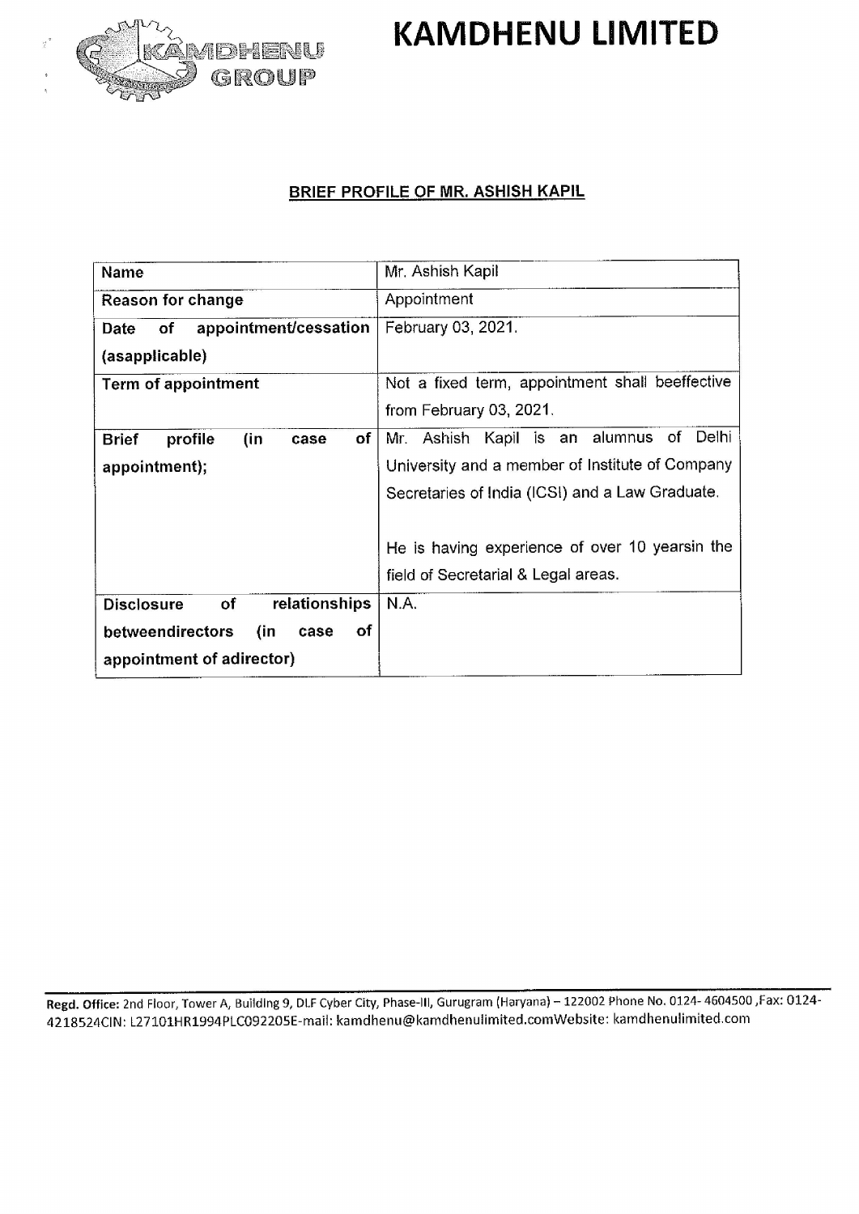# KAMDHENU LIMITED

## BRIEF PROFILE OF MR. ASHISH KAPIL

| | |
|---|---|
| **Name** | Mr. Ashish Kapil |
| **Reason for change** | Appointment |
| **Date of appointment/cessation (asapplicable)** | February 03, 2021. |
| **Term of appointment** | Not a fixed term, appointment shall beeffective from February 03, 2021. |
| **Brief profile (in case of appointment);** | Mr. Ashish Kapil is an alumnus of Delhi University and a member of Institute of Company Secretaries of India (ICSI) and a Law Graduate.<br><br>He is having experience of over 10 yearsin the field of Secretarial & Legal areas. |
| **Disclosure of relationships betweendirectors (in case of appointment of adirector)** | N.A. |

**Regd. Office:** 2nd Floor, Tower A, Building 9, DLF Cyber City, Phase-III, Gurugram (Haryana) – 122002 Phone No. 0124- 4604500 ,Fax: 0124-4218524CIN: L27101HR1994PLC092205E-mail: kamdhenu@kamdhenulimited.comWebsite: kamdhenulimited.com